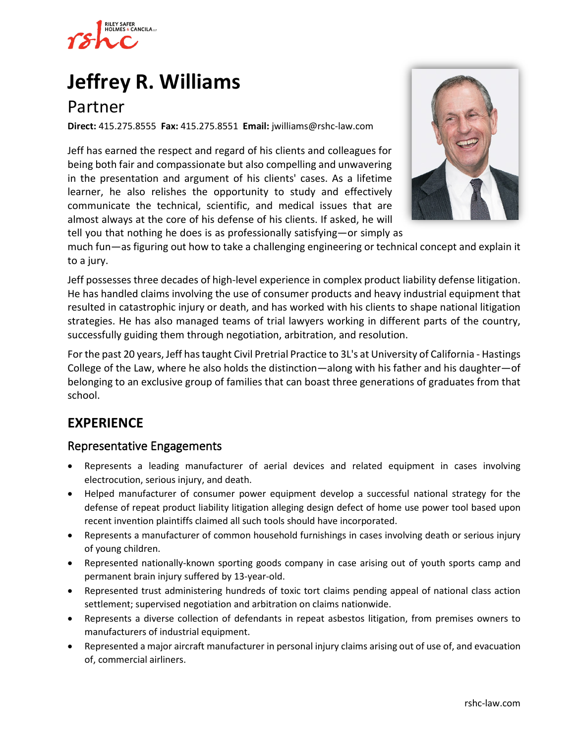# Jeffrey R. Williams

## Partner

**Direct:** 415.275.8555 **Fax:** 415.275.8551 **Email:** jwilliams@rshc-law.com

Jeff has earned the respect and regard of his clients and colleagues for being both fair and compassionate but also compelling and unwavering in the presentation and argument of his clients' cases. As a lifetime learner, he also relishes the opportunity to study and effectively communicate the technical, scientific, and medical issues that are almost always at the core of his defense of his clients. If asked, he will tell you that nothing he does is as professionally satisfying—or simply as much fun—as figuring out how to take a challenging engineering or technical concept and explain it to a jury.

Jeff possesses three decades of high-level experience in complex product liability defense litigation. He has handled claims involving the use of consumer products and heavy industrial equipment that resulted in catastrophic injury or death, and has worked with his clients to shape national litigation strategies. He has also managed teams of trial lawyers working in different parts of the country, successfully guiding them through negotiation, arbitration, and resolution.

For the past 20 years, Jeff has taught Civil Pretrial Practice to 3L's at University of California - Hastings College of the Law, where he also holds the distinction—along with his father and his daughter—of belonging to an exclusive group of families that can boast three generations of graduates from that school.

## EXPERIENCE

### Representative Engagements

- Represents a leading manufacturer of aerial devices and related equipment in cases involving electrocution, serious injury, and death.
- Helped manufacturer of consumer power equipment develop a successful national strategy for the defense of repeat product liability litigation alleging design defect of home use power tool based upon recent invention plaintiffs claimed all such tools should have incorporated.
- Represents a manufacturer of common household furnishings in cases involving death or serious injury of young children.
- Represented nationally-known sporting goods company in case arising out of youth sports camp and permanent brain injury suffered by 13-year-old.
- Represented trust administering hundreds of toxic tort claims pending appeal of national class action settlement; supervised negotiation and arbitration on claims nationwide.
- Represents a diverse collection of defendants in repeat asbestos litigation, from premises owners to manufacturers of industrial equipment.
- Represented a major aircraft manufacturer in personal injury claims arising out of use of, and evacuation of, commercial airliners.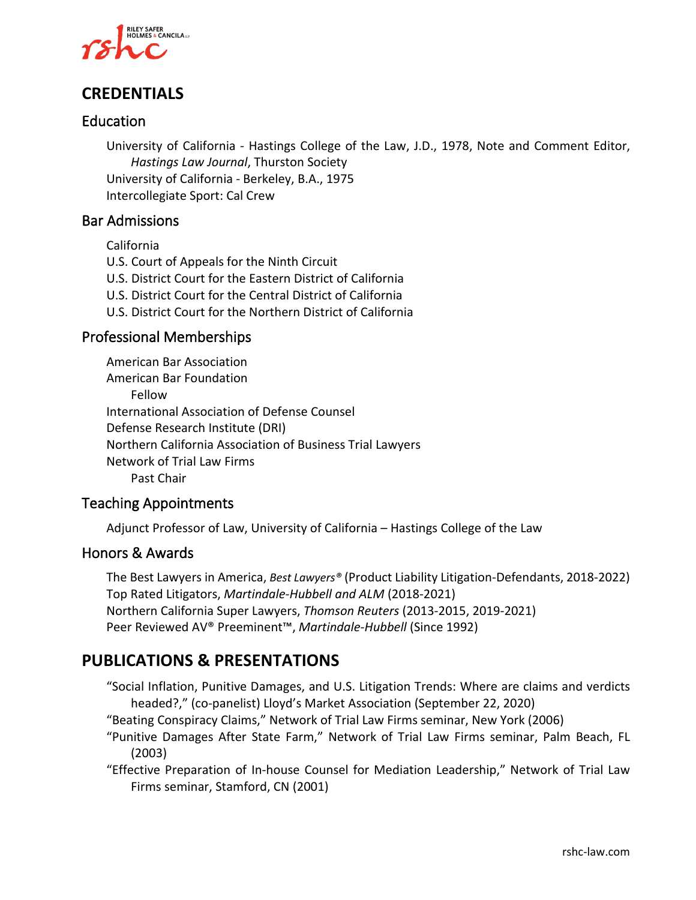# CREDENTIALS

## Education

University of California - Hastings College of the Law, J.D., 1978, Note and Comment Editor, *Hastings Law Journal*, Thurston Society
University of California - Berkeley, B.A., 1975
Intercollegiate Sport: Cal Crew

## Bar Admissions

California
U.S. Court of Appeals for the Ninth Circuit
U.S. District Court for the Eastern District of California
U.S. District Court for the Central District of California
U.S. District Court for the Northern District of California

## Professional Memberships

American Bar Association
American Bar Foundation
- Fellow

International Association of Defense Counsel
Defense Research Institute (DRI)
Northern California Association of Business Trial Lawyers
Network of Trial Law Firms
- Past Chair

## Teaching Appointments

Adjunct Professor of Law, University of California – Hastings College of the Law

## Honors & Awards

The Best Lawyers in America, *Best Lawyers®* (Product Liability Litigation-Defendants, 2018-2022)
Top Rated Litigators, *Martindale-Hubbell and ALM* (2018-2021)
Northern California Super Lawyers, *Thomson Reuters* (2013-2015, 2019-2021)
Peer Reviewed AV® Preeminent™, *Martindale-Hubbell* (Since 1992)

# PUBLICATIONS & PRESENTATIONS

"Social Inflation, Punitive Damages, and U.S. Litigation Trends: Where are claims and verdicts headed?," (co-panelist) Lloyd's Market Association (September 22, 2020)
"Beating Conspiracy Claims," Network of Trial Law Firms seminar, New York (2006)
"Punitive Damages After State Farm," Network of Trial Law Firms seminar, Palm Beach, FL (2003)
"Effective Preparation of In-house Counsel for Mediation Leadership," Network of Trial Law Firms seminar, Stamford, CN (2001)